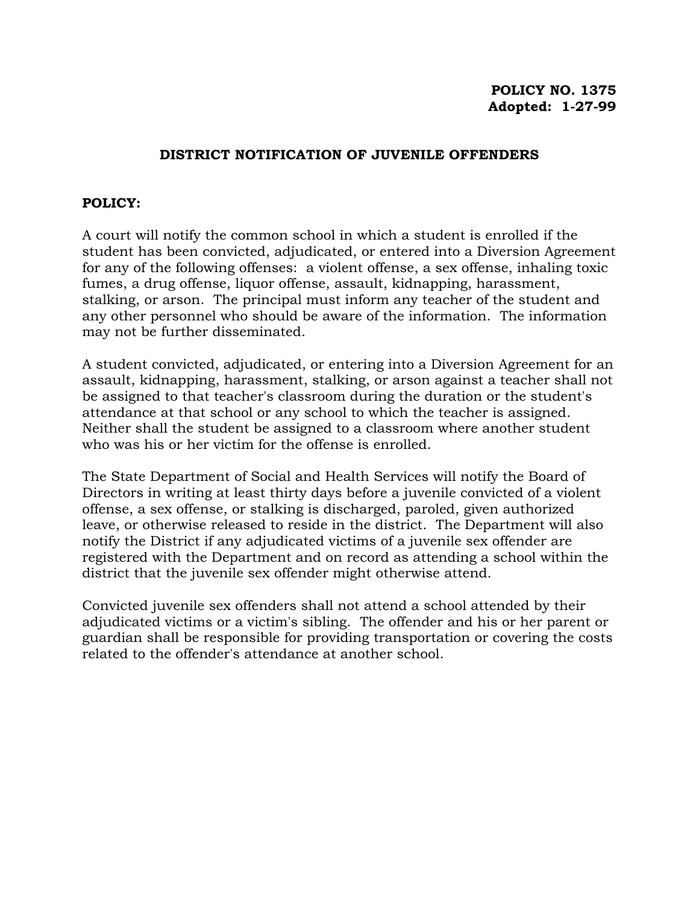**POLICY NO. 1375**
**Adopted: 1-27-99**

# DISTRICT NOTIFICATION OF JUVENILE OFFENDERS

## POLICY:

A court will notify the common school in which a student is enrolled if the student has been convicted, adjudicated, or entered into a Diversion Agreement for any of the following offenses: a violent offense, a sex offense, inhaling toxic fumes, a drug offense, liquor offense, assault, kidnapping, harassment, stalking, or arson. The principal must inform any teacher of the student and any other personnel who should be aware of the information. The information may not be further disseminated.

A student convicted, adjudicated, or entering into a Diversion Agreement for an assault, kidnapping, harassment, stalking, or arson against a teacher shall not be assigned to that teacher's classroom during the duration or the student's attendance at that school or any school to which the teacher is assigned. Neither shall the student be assigned to a classroom where another student who was his or her victim for the offense is enrolled.

The State Department of Social and Health Services will notify the Board of Directors in writing at least thirty days before a juvenile convicted of a violent offense, a sex offense, or stalking is discharged, paroled, given authorized leave, or otherwise released to reside in the district. The Department will also notify the District if any adjudicated victims of a juvenile sex offender are registered with the Department and on record as attending a school within the district that the juvenile sex offender might otherwise attend.

Convicted juvenile sex offenders shall not attend a school attended by their adjudicated victims or a victim's sibling. The offender and his or her parent or guardian shall be responsible for providing transportation or covering the costs related to the offender's attendance at another school.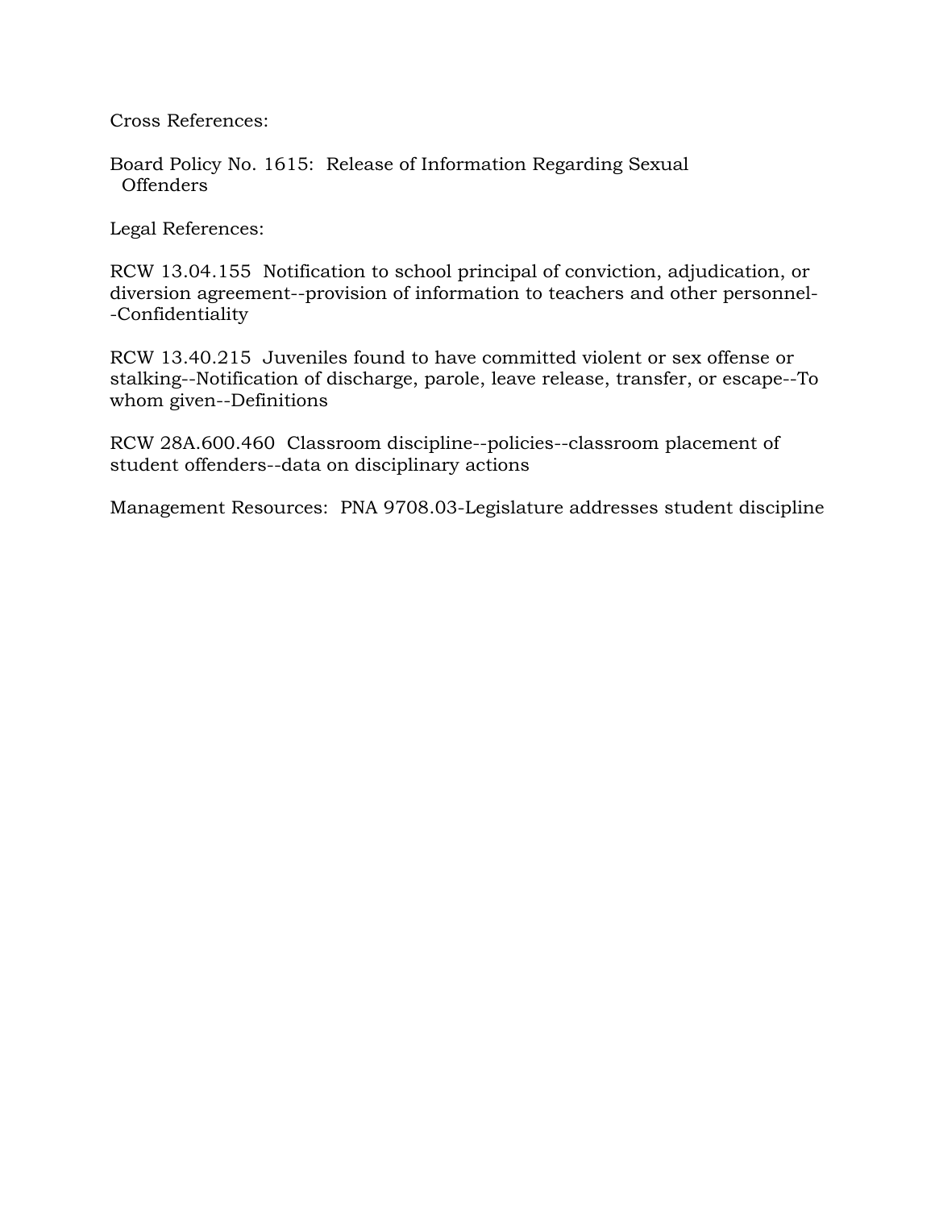Cross References:

Board Policy No. 1615: Release of Information Regarding Sexual Offenders

Legal References:

RCW 13.04.155 Notification to school principal of conviction, adjudication, or diversion agreement--provision of information to teachers and other personnel--Confidentiality

RCW 13.40.215 Juveniles found to have committed violent or sex offense or stalking--Notification of discharge, parole, leave release, transfer, or escape--To whom given--Definitions

RCW 28A.600.460 Classroom discipline--policies--classroom placement of student offenders--data on disciplinary actions

Management Resources: PNA 9708.03-Legislature addresses student discipline